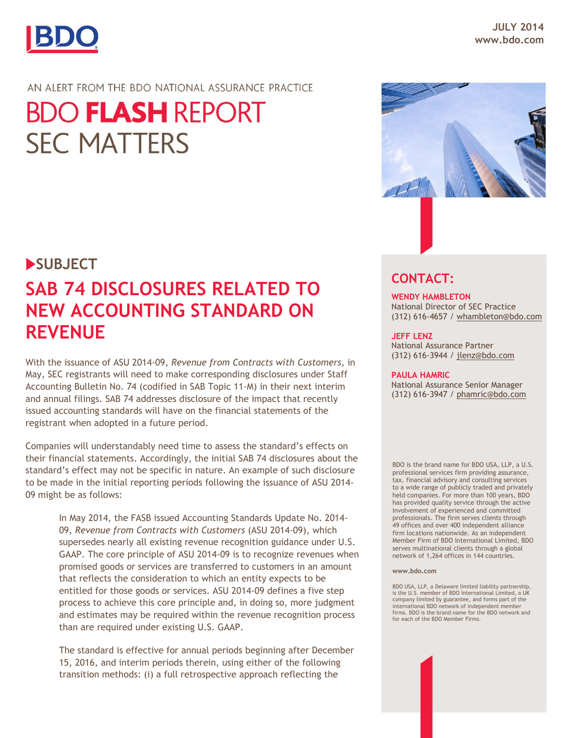JULY 2014
www.bdo.com

AN ALERT FROM THE BDO NATIONAL ASSURANCE PRACTICE

# BDO **FLASH** REPORT SEC MATTERS

## SUBJECT

## SAB 74 DISCLOSURES RELATED TO NEW ACCOUNTING STANDARD ON REVENUE

With the issuance of ASU 2014-09, *Revenue from Contracts with Customers,* in May, SEC registrants will need to make corresponding disclosures under Staff Accounting Bulletin No. 74 (codified in SAB Topic 11-M) in their next interim and annual filings. SAB 74 addresses disclosure of the impact that recently issued accounting standards will have on the financial statements of the registrant when adopted in a future period.

Companies will understandably need time to assess the standard's effects on their financial statements. Accordingly, the initial SAB 74 disclosures about the standard's effect may not be specific in nature. An example of such disclosure to be made in the initial reporting periods following the issuance of ASU 2014-09 might be as follows:

> In May 2014, the FASB issued Accounting Standards Update No. 2014-09, *Revenue from Contracts with Customers* (ASU 2014-09), which supersedes nearly all existing revenue recognition guidance under U.S. GAAP. The core principle of ASU 2014-09 is to recognize revenues when promised goods or services are transferred to customers in an amount that reflects the consideration to which an entity expects to be entitled for those goods or services. ASU 2014-09 defines a five step process to achieve this core principle and, in doing so, more judgment and estimates may be required within the revenue recognition process than are required under existing U.S. GAAP.
>
> The standard is effective for annual periods beginning after December 15, 2016, and interim periods therein, using either of the following transition methods: (i) a full retrospective approach reflecting the

## CONTACT:

**WENDY HAMBLETON**
National Director of SEC Practice
(312) 616-4657 / whambleton@bdo.com

**JEFF LENZ**
National Assurance Partner
(312) 616-3944 / jlenz@bdo.com

**PAULA HAMRIC**
National Assurance Senior Manager
(312) 616-3947 / phamric@bdo.com

BDO is the brand name for BDO USA, LLP, a U.S. professional services firm providing assurance, tax, financial advisory and consulting services to a wide range of publicly traded and privately held companies. For more than 100 years, BDO has provided quality service through the active involvement of experienced and committed professionals. The firm serves clients through 49 offices and over 400 independent alliance firm locations nationwide. As an independent Member Firm of BDO International Limited, BDO serves multinational clients through a global network of 1,264 offices in 144 countries.

www.bdo.com

BDO USA, LLP, a Delaware limited liability partnership, is the U.S. member of BDO International Limited, a UK company limited by guarantee, and forms part of the international BDO network of independent member firms. BDO is the brand name for the BDO network and for each of the BDO Member Firms.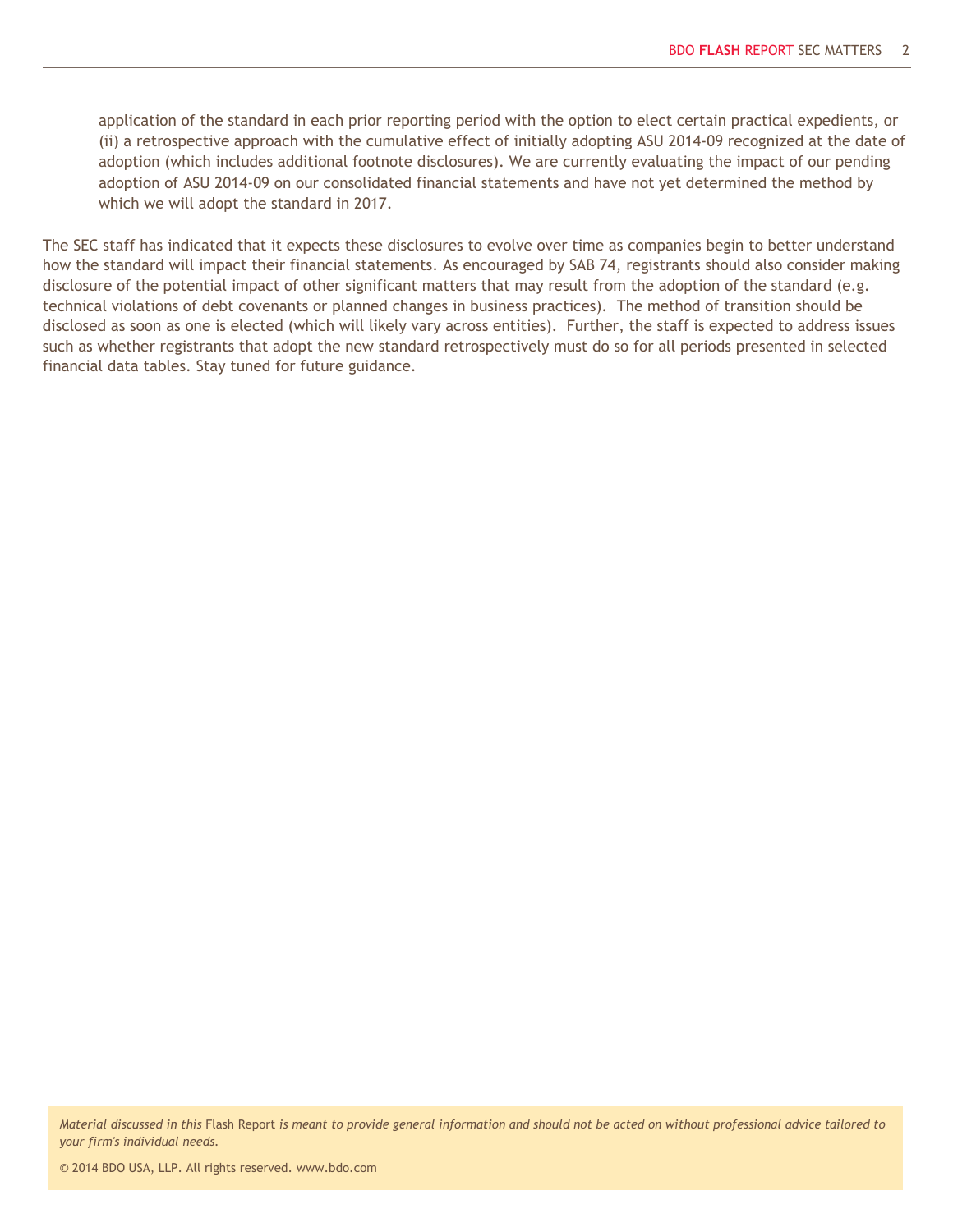> application of the standard in each prior reporting period with the option to elect certain practical expedients, or (ii) a retrospective approach with the cumulative effect of initially adopting ASU 2014-09 recognized at the date of adoption (which includes additional footnote disclosures). We are currently evaluating the impact of our pending adoption of ASU 2014-09 on our consolidated financial statements and have not yet determined the method by which we will adopt the standard in 2017.

The SEC staff has indicated that it expects these disclosures to evolve over time as companies begin to better understand how the standard will impact their financial statements. As encouraged by SAB 74, registrants should also consider making disclosure of the potential impact of other significant matters that may result from the adoption of the standard (e.g. technical violations of debt covenants or planned changes in business practices). The method of transition should be disclosed as soon as one is elected (which will likely vary across entities). Further, the staff is expected to address issues such as whether registrants that adopt the new standard retrospectively must do so for all periods presented in selected financial data tables. Stay tuned for future guidance.

*Material discussed in this* Flash Report *is meant to provide general information and should not be acted on without professional advice tailored to your firm's individual needs.*

© 2014 BDO USA, LLP. All rights reserved. www.bdo.com